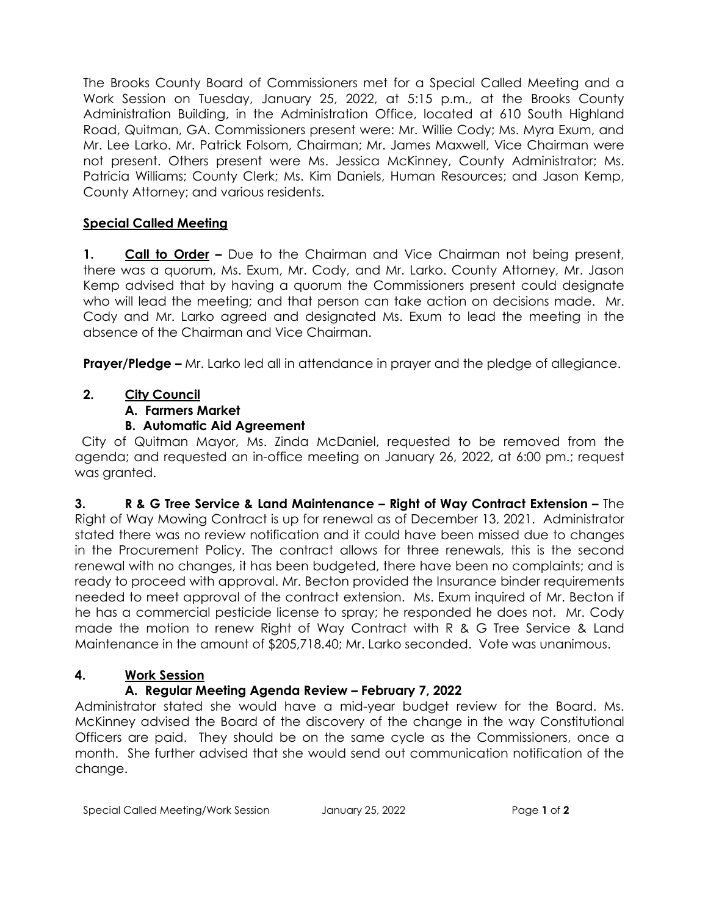The Brooks County Board of Commissioners met for a Special Called Meeting and a Work Session on Tuesday, January 25, 2022, at 5:15 p.m., at the Brooks County Administration Building, in the Administration Office, located at 610 South Highland Road, Quitman, GA. Commissioners present were: Mr. Willie Cody; Ms. Myra Exum, and Mr. Lee Larko. Mr. Patrick Folsom, Chairman; Mr. James Maxwell, Vice Chairman were not present. Others present were Ms. Jessica McKinney, County Administrator; Ms. Patricia Williams; County Clerk; Ms. Kim Daniels, Human Resources; and Jason Kemp, County Attorney; and various residents.

**Special Called Meeting**

**1. Call to Order –** Due to the Chairman and Vice Chairman not being present, there was a quorum, Ms. Exum, Mr. Cody, and Mr. Larko. County Attorney, Mr. Jason Kemp advised that by having a quorum the Commissioners present could designate who will lead the meeting; and that person can take action on decisions made. Mr. Cody and Mr. Larko agreed and designated Ms. Exum to lead the meeting in the absence of the Chairman and Vice Chairman.

**Prayer/Pledge –** Mr. Larko led all in attendance in prayer and the pledge of allegiance.

**2. City Council**

**A. Farmers Market**

**B. Automatic Aid Agreement**

City of Quitman Mayor, Ms. Zinda McDaniel, requested to be removed from the agenda; and requested an in-office meeting on January 26, 2022, at 6:00 pm.; request was granted.

**3. R & G Tree Service & Land Maintenance – Right of Way Contract Extension –** The Right of Way Mowing Contract is up for renewal as of December 13, 2021. Administrator stated there was no review notification and it could have been missed due to changes in the Procurement Policy. The contract allows for three renewals, this is the second renewal with no changes, it has been budgeted, there have been no complaints; and is ready to proceed with approval. Mr. Becton provided the Insurance binder requirements needed to meet approval of the contract extension. Ms. Exum inquired of Mr. Becton if he has a commercial pesticide license to spray; he responded he does not. Mr. Cody made the motion to renew Right of Way Contract with R & G Tree Service & Land Maintenance in the amount of $205,718.40; Mr. Larko seconded. Vote was unanimous.

**4. Work Session**

**A. Regular Meeting Agenda Review – February 7, 2022**

Administrator stated she would have a mid-year budget review for the Board. Ms. McKinney advised the Board of the discovery of the change in the way Constitutional Officers are paid. They should be on the same cycle as the Commissioners, once a month. She further advised that she would send out communication notification of the change.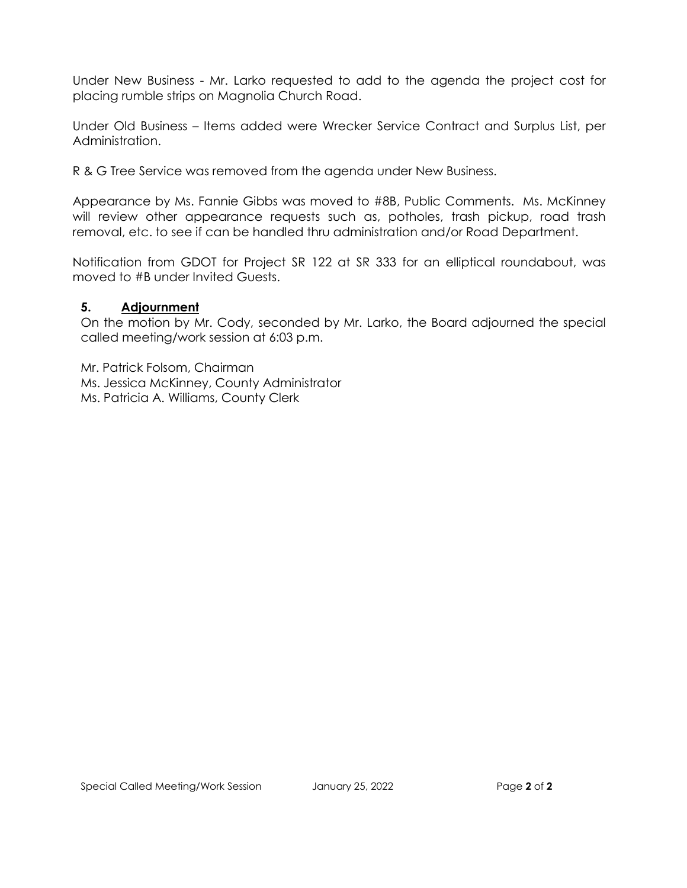Under New Business - Mr. Larko requested to add to the agenda the project cost for placing rumble strips on Magnolia Church Road.

Under Old Business – Items added were Wrecker Service Contract and Surplus List, per Administration.

R & G Tree Service was removed from the agenda under New Business.

Appearance by Ms. Fannie Gibbs was moved to #8B, Public Comments. Ms. McKinney will review other appearance requests such as, potholes, trash pickup, road trash removal, etc. to see if can be handled thru administration and/or Road Department.

Notification from GDOT for Project SR 122 at SR 333 for an elliptical roundabout, was moved to #B under Invited Guests.

### 5. Adjournment

On the motion by Mr. Cody, seconded by Mr. Larko, the Board adjourned the special called meeting/work session at 6:03 p.m.

Mr. Patrick Folsom, Chairman
Ms. Jessica McKinney, County Administrator
Ms. Patricia A. Williams, County Clerk